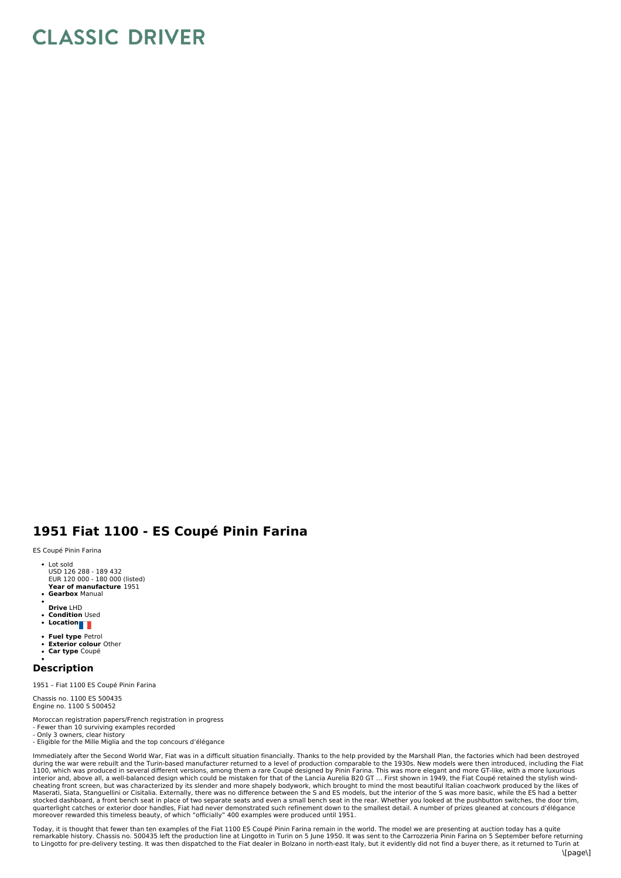# CLASSIC DRIVER

# 1951 Fiat 1100 - ES Coupé Pinin Farina

ES Coupé Pinin Farina

- Lot sold  
  USD 126 288 - 189 432  
  EUR 120 000 - 180 000 (listed)
- **Year of manufacture** 1951
- **Gearbox** Manual
- **Drive** LHD
- **Condition** Used
- **Location**
- **Fuel type** Petrol
- **Exterior colour** Other
- **Car type** Coupé

## Description

1951 – Fiat 1100 ES Coupé Pinin Farina

Chassis no. 1100 ES 500435  
Engine no. 1100 S 500452

Moroccan registration papers/French registration in progress  
- Fewer than 10 surviving examples recorded  
- Only 3 owners, clear history  
- Eligible for the Mille Miglia and the top concours d'élégance

Immediately after the Second World War, Fiat was in a difficult situation financially. Thanks to the help provided by the Marshall Plan, the factories which had been destroyed during the war were rebuilt and the Turin-based manufacturer returned to a level of production comparable to the 1930s. New models were then introduced, including the Fiat 1100, which was produced in several different versions, among them a rare Coupé designed by Pinin Farina. This was more elegant and more GT-like, with a more luxurious interior and, above all, a well-balanced design which could be mistaken for that of the Lancia Aurelia B20 GT ... First shown in 1949, the Fiat Coupé retained the stylish wind-cheating front screen, but was characterized by its slender and more shapely bodywork, which brought to mind the most beautiful Italian coachwork produced by the likes of Maserati, Siata, Stanguellini or Cisitalia. Externally, there was no difference between the S and ES models, but the interior of the S was more basic, while the ES had a better stocked dashboard, a front bench seat in place of two separate seats and even a small bench seat in the rear. Whether you looked at the pushbutton switches, the door trim, quarterlight catches or exterior door handles, Fiat had never demonstrated such refinement down to the smallest detail. A number of prizes gleaned at concours d'élégance moreover rewarded this timeless beauty, of which "officially" 400 examples were produced until 1951.

Today, it is thought that fewer than ten examples of the Fiat 1100 ES Coupé Pinin Farina remain in the world. The model we are presenting at auction today has a quite remarkable history. Chassis no. 500435 left the production line at Lingotto in Turin on 5 June 1950. It was sent to the Carrozzeria Pinin Farina on 5 September before returning to Lingotto for pre-delivery testing. It was then dispatched to the Fiat dealer in Bolzano in north-east Italy, but it evidently did not find a buyer there, as it returned to Turin at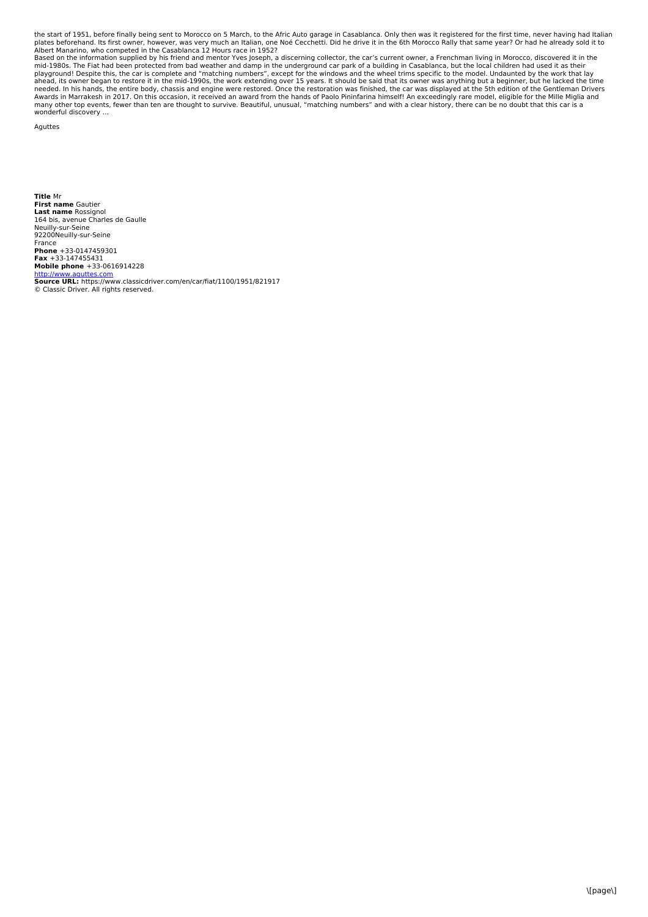the start of 1951, before finally being sent to Morocco on 5 March, to the Afric Auto garage in Casablanca. Only then was it registered for the first time, never having had Italian plates beforehand. Its first owner, however, was very much an Italian, one Noé Cecchetti. Did he drive it in the 6th Morocco Rally that same year? Or had he already sold it to Albert Manarino, who competed in the Casablanca 12 Hours race in 1952?
Based on the information supplied by his friend and mentor Yves Joseph, a discerning collector, the car's current owner, a Frenchman living in Morocco, discovered it in the mid-1980s. The Fiat had been protected from bad weather and damp in the underground car park of a building in Casablanca, but the local children had used it as their playground! Despite this, the car is complete and "matching numbers", except for the windows and the wheel trims specific to the model. Undaunted by the work that lay ahead, its owner began to restore it in the mid-1990s, the work extending over 15 years. It should be said that its owner was anything but a beginner, but he lacked the time needed. In his hands, the entire body, chassis and engine were restored. Once the restoration was finished, the car was displayed at the 5th edition of the Gentleman Drivers Awards in Marrakesh in 2017. On this occasion, it received an award from the hands of Paolo Pininfarina himself! An exceedingly rare model, eligible for the Mille Miglia and many other top events, fewer than ten are thought to survive. Beautiful, unusual, "matching numbers" and with a clear history, there can be no doubt that this car is a wonderful discovery …

Aguttes

**Title** Mr
**First name** Gautier
**Last name** Rossignol
164 bis, avenue Charles de Gaulle
Neuilly-sur-Seine
92200Neuilly-sur-Seine
France
**Phone** +33-0147459301
**Fax** +33-147455431
**Mobile phone** +33-0616914228
http://www.aguttes.com
**Source URL:** https://www.classicdriver.com/en/car/fiat/1100/1951/821917
© Classic Driver. All rights reserved.